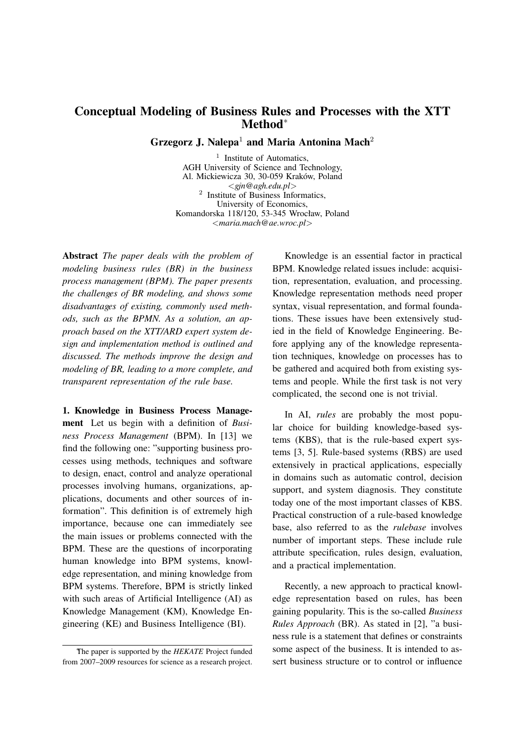# Conceptual Modeling of Business Rules and Processes with the XTT Method*

**Grzegorz J. Nalepa**[1] **and Maria Antonina Mach**[2]

[1] Institute of Automatics,
AGH University of Science and Technology,
Al. Mickiewicza 30, 30-059 Kraków, Poland
<*gjn@agh.edu.pl*>

[2] Institute of Business Informatics,
University of Economics,
Komandorska 118/120, 53-345 Wrocław, Poland
<*maria.mach@ae.wroc.pl*>

**Abstract** *The paper deals with the problem of modeling business rules (BR) in the business process management (BPM). The paper presents the challenges of BR modeling, and shows some disadvantages of existing, commonly used methods, such as the BPMN. As a solution, an approach based on the XTT/ARD expert system design and implementation method is outlined and discussed. The methods improve the design and modeling of BR, leading to a more complete, and transparent representation of the rule base.*

**1. Knowledge in Business Process Management** Let us begin with a definition of *Business Process Management* (BPM). In [13] we find the following one: "supporting business processes using methods, techniques and software to design, enact, control and analyze operational processes involving humans, organizations, applications, documents and other sources of information". This definition is of extremely high importance, because one can immediately see the main issues or problems connected with the BPM. These are the questions of incorporating human knowledge into BPM systems, knowledge representation, and mining knowledge from BPM systems. Therefore, BPM is strictly linked with such areas of Artificial Intelligence (AI) as Knowledge Management (KM), Knowledge Engineering (KE) and Business Intelligence (BI).

Knowledge is an essential factor in practical BPM. Knowledge related issues include: acquisition, representation, evaluation, and processing. Knowledge representation methods need proper syntax, visual representation, and formal foundations. These issues have been extensively studied in the field of Knowledge Engineering. Before applying any of the knowledge representation techniques, knowledge on processes has to be gathered and acquired both from existing systems and people. While the first task is not very complicated, the second one is not trivial.

In AI, *rules* are probably the most popular choice for building knowledge-based systems (KBS), that is the rule-based expert systems [3, 5]. Rule-based systems (RBS) are used extensively in practical applications, especially in domains such as automatic control, decision support, and system diagnosis. They constitute today one of the most important classes of KBS. Practical construction of a rule-based knowledge base, also referred to as the *rulebase* involves number of important steps. These include rule attribute specification, rules design, evaluation, and a practical implementation.

Recently, a new approach to practical knowledge representation based on rules, has been gaining popularity. This is the so-called *Business Rules Approach* (BR). As stated in [2], "a business rule is a statement that defines or constraints some aspect of the business. It is intended to assert business structure or to control or influence

*The paper is supported by the *HEKATE* Project funded from 2007–2009 resources for science as a research project.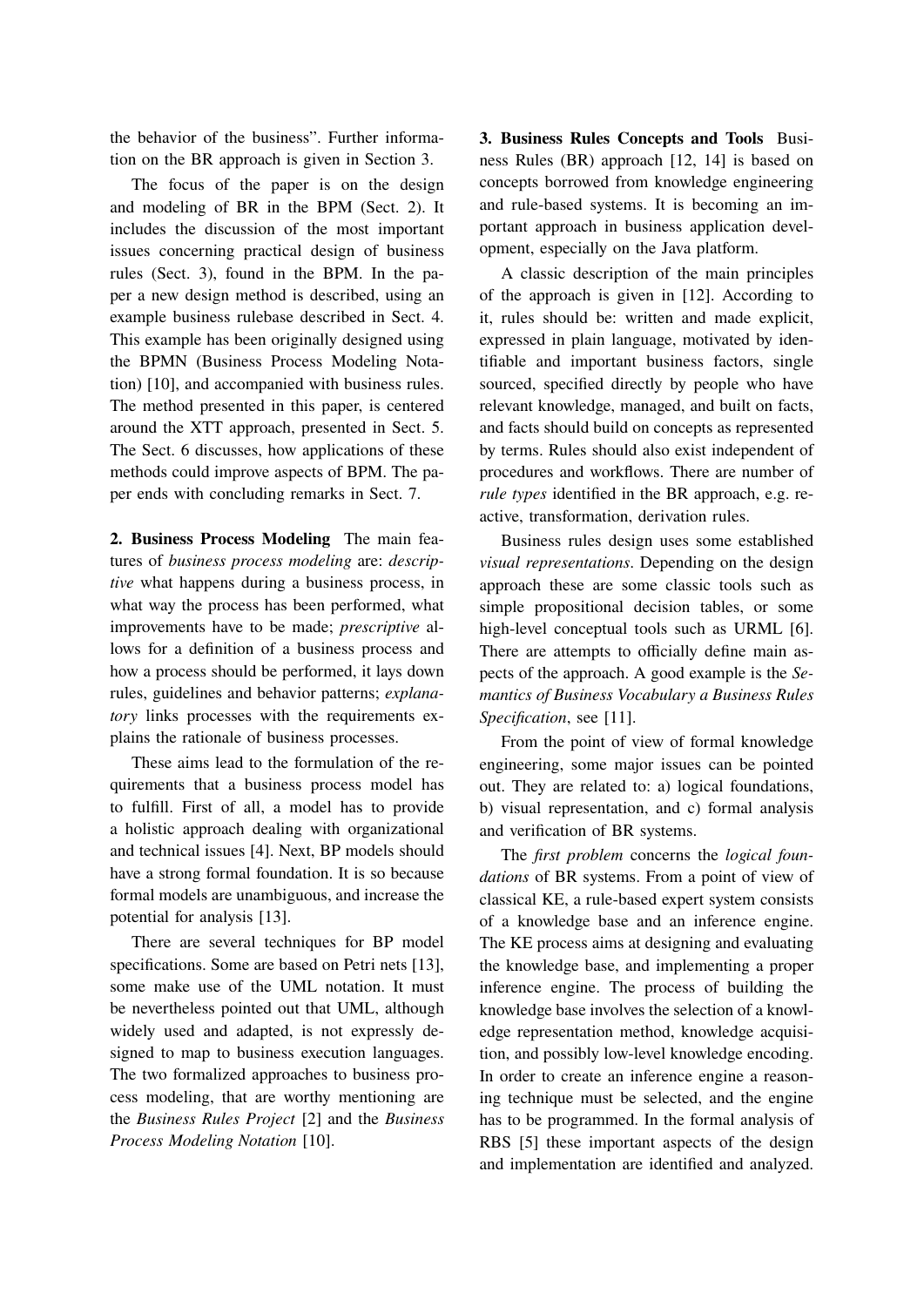the behavior of the business". Further information on the BR approach is given in Section 3.

The focus of the paper is on the design and modeling of BR in the BPM (Sect. 2). It includes the discussion of the most important issues concerning practical design of business rules (Sect. 3), found in the BPM. In the paper a new design method is described, using an example business rulebase described in Sect. 4. This example has been originally designed using the BPMN (Business Process Modeling Notation) [10], and accompanied with business rules. The method presented in this paper, is centered around the XTT approach, presented in Sect. 5. The Sect. 6 discusses, how applications of these methods could improve aspects of BPM. The paper ends with concluding remarks in Sect. 7.

**2. Business Process Modeling** The main features of *business process modeling* are: *descriptive* what happens during a business process, in what way the process has been performed, what improvements have to be made; *prescriptive* allows for a definition of a business process and how a process should be performed, it lays down rules, guidelines and behavior patterns; *explanatory* links processes with the requirements explains the rationale of business processes.

These aims lead to the formulation of the requirements that a business process model has to fulfill. First of all, a model has to provide a holistic approach dealing with organizational and technical issues [4]. Next, BP models should have a strong formal foundation. It is so because formal models are unambiguous, and increase the potential for analysis [13].

There are several techniques for BP model specifications. Some are based on Petri nets [13], some make use of the UML notation. It must be nevertheless pointed out that UML, although widely used and adapted, is not expressly designed to map to business execution languages. The two formalized approaches to business process modeling, that are worthy mentioning are the *Business Rules Project* [2] and the *Business Process Modeling Notation* [10].

**3. Business Rules Concepts and Tools** Business Rules (BR) approach [12, 14] is based on concepts borrowed from knowledge engineering and rule-based systems. It is becoming an important approach in business application development, especially on the Java platform.

A classic description of the main principles of the approach is given in [12]. According to it, rules should be: written and made explicit, expressed in plain language, motivated by identifiable and important business factors, single sourced, specified directly by people who have relevant knowledge, managed, and built on facts, and facts should build on concepts as represented by terms. Rules should also exist independent of procedures and workflows. There are number of *rule types* identified in the BR approach, e.g. reactive, transformation, derivation rules.

Business rules design uses some established *visual representations*. Depending on the design approach these are some classic tools such as simple propositional decision tables, or some high-level conceptual tools such as URML [6]. There are attempts to officially define main aspects of the approach. A good example is the *Semantics of Business Vocabulary a Business Rules Specification*, see [11].

From the point of view of formal knowledge engineering, some major issues can be pointed out. They are related to: a) logical foundations, b) visual representation, and c) formal analysis and verification of BR systems.

The *first problem* concerns the *logical foundations* of BR systems. From a point of view of classical KE, a rule-based expert system consists of a knowledge base and an inference engine. The KE process aims at designing and evaluating the knowledge base, and implementing a proper inference engine. The process of building the knowledge base involves the selection of a knowledge representation method, knowledge acquisition, and possibly low-level knowledge encoding. In order to create an inference engine a reasoning technique must be selected, and the engine has to be programmed. In the formal analysis of RBS [5] these important aspects of the design and implementation are identified and analyzed.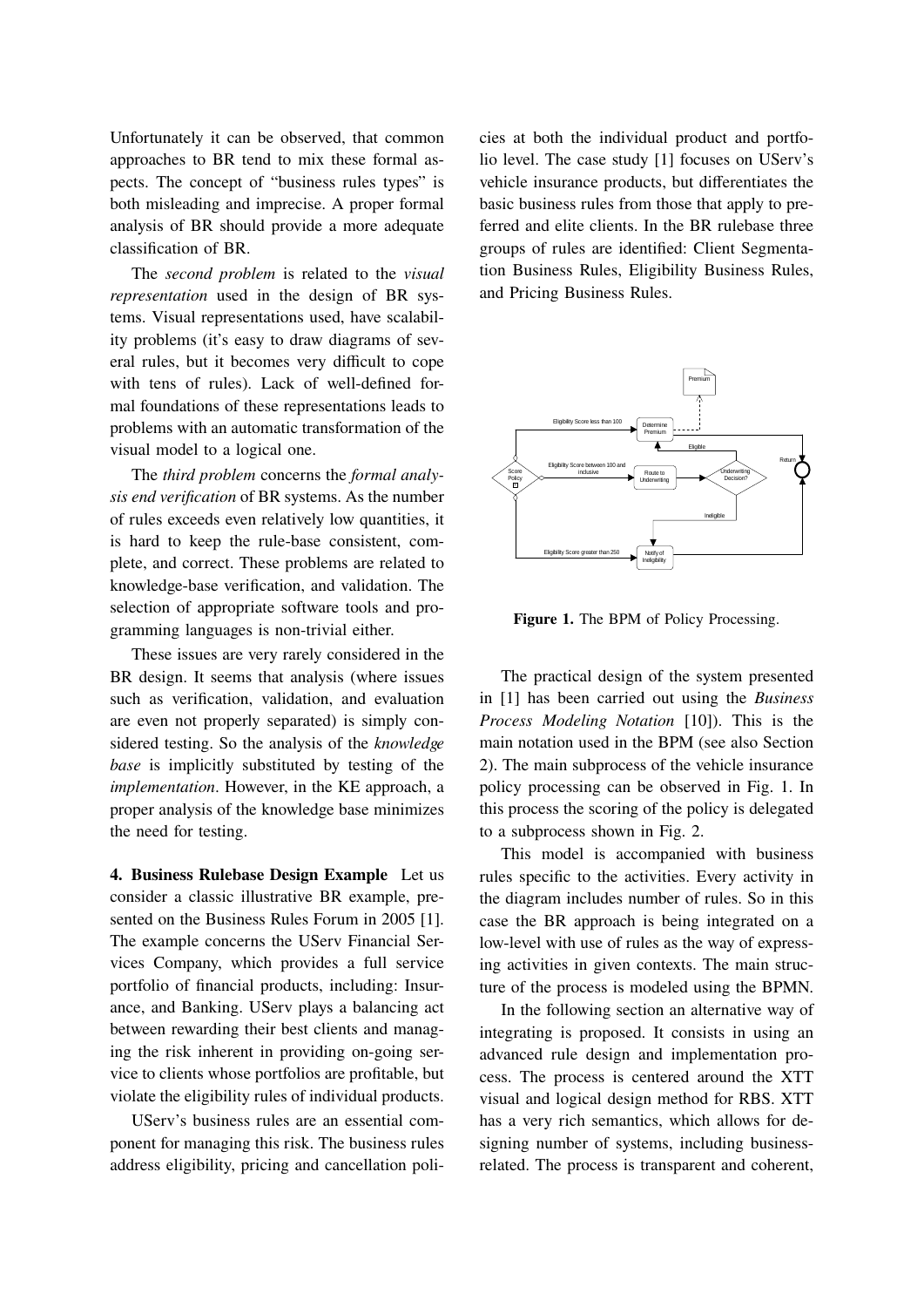Unfortunately it can be observed, that common approaches to BR tend to mix these formal aspects. The concept of "business rules types" is both misleading and imprecise. A proper formal analysis of BR should provide a more adequate classification of BR.

The *second problem* is related to the *visual representation* used in the design of BR systems. Visual representations used, have scalability problems (it's easy to draw diagrams of several rules, but it becomes very difficult to cope with tens of rules). Lack of well-defined formal foundations of these representations leads to problems with an automatic transformation of the visual model to a logical one.

The *third problem* concerns the *formal analysis end verification* of BR systems. As the number of rules exceeds even relatively low quantities, it is hard to keep the rule-base consistent, complete, and correct. These problems are related to knowledge-base verification, and validation. The selection of appropriate software tools and programming languages is non-trivial either.

These issues are very rarely considered in the BR design. It seems that analysis (where issues such as verification, validation, and evaluation are even not properly separated) is simply considered testing. So the analysis of the *knowledge base* is implicitly substituted by testing of the *implementation*. However, in the KE approach, a proper analysis of the knowledge base minimizes the need for testing.

**4. Business Rulebase Design Example** Let us consider a classic illustrative BR example, presented on the Business Rules Forum in 2005 [1]. The example concerns the UServ Financial Services Company, which provides a full service portfolio of financial products, including: Insurance, and Banking. UServ plays a balancing act between rewarding their best clients and managing the risk inherent in providing on-going service to clients whose portfolios are profitable, but violate the eligibility rules of individual products.

UServ's business rules are an essential component for managing this risk. The business rules address eligibility, pricing and cancellation policies at both the individual product and portfolio level. The case study [1] focuses on UServ's vehicle insurance products, but differentiates the basic business rules from those that apply to preferred and elite clients. In the BR rulebase three groups of rules are identified: Client Segmentation Business Rules, Eligibility Business Rules, and Pricing Business Rules.

**Figure 1.** The BPM of Policy Processing.

The practical design of the system presented in [1] has been carried out using the *Business Process Modeling Notation* [10]). This is the main notation used in the BPM (see also Section 2). The main subprocess of the vehicle insurance policy processing can be observed in Fig. 1. In this process the scoring of the policy is delegated to a subprocess shown in Fig. 2.

This model is accompanied with business rules specific to the activities. Every activity in the diagram includes number of rules. So in this case the BR approach is being integrated on a low-level with use of rules as the way of expressing activities in given contexts. The main structure of the process is modeled using the BPMN.

In the following section an alternative way of integrating is proposed. It consists in using an advanced rule design and implementation process. The process is centered around the XTT visual and logical design method for RBS. XTT has a very rich semantics, which allows for designing number of systems, including business-related. The process is transparent and coherent,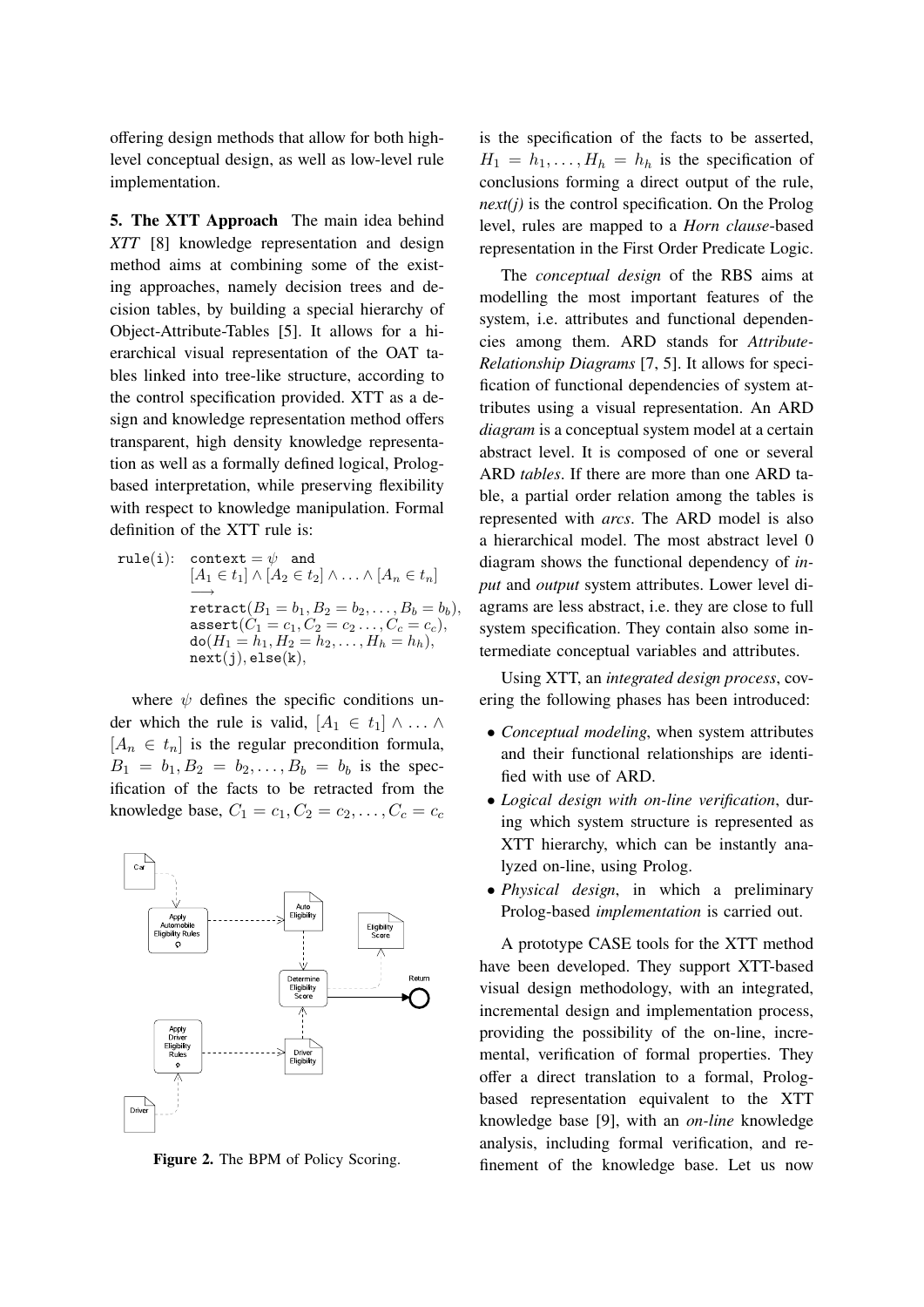offering design methods that allow for both high-level conceptual design, as well as low-level rule implementation.

**5. The XTT Approach** The main idea behind *XTT* [8] knowledge representation and design method aims at combining some of the existing approaches, namely decision trees and decision tables, by building a special hierarchy of Object-Attribute-Tables [5]. It allows for a hierarchical visual representation of the OAT tables linked into tree-like structure, according to the control specification provided. XTT as a design and knowledge representation method offers transparent, high density knowledge representation as well as a formally defined logical, Prolog-based interpretation, while preserving flexibility with respect to knowledge manipulation. Formal definition of the XTT rule is:

$$
\begin{aligned}
\texttt{rule(i)}:\quad & \texttt{context} = \psi \quad \texttt{and} \\
& [A_1 \in t_1] \wedge [A_2 \in t_2] \wedge \ldots \wedge [A_n \in t_n] \\
& \longrightarrow \\
& \texttt{retract}(B_1 = b_1, B_2 = b_2, \ldots, B_b = b_b), \\
& \texttt{assert}(C_1 = c_1, C_2 = c_2 \ldots, C_c = c_c), \\
& \texttt{do}(H_1 = h_1, H_2 = h_2, \ldots, H_h = h_h), \\
& \texttt{next(j)}, \texttt{else(k)},
\end{aligned}
$$

where $\psi$ defines the specific conditions under which the rule is valid, $[A_1 \in t_1] \wedge \ldots \wedge [A_n \in t_n]$ is the regular precondition formula, $B_1 = b_1, B_2 = b_2, \ldots, B_b = b_b$ is the specification of the facts to be retracted from the knowledge base, $C_1 = c_1, C_2 = c_2 \ldots, C_c = c_c$ is the specification of the facts to be asserted, $H_1 = h_1, \ldots, H_h = h_h$ is the specification of conclusions forming a direct output of the rule, *next(j)* is the control specification. On the Prolog level, rules are mapped to a *Horn clause*-based representation in the First Order Predicate Logic.

**Figure 2.** The BPM of Policy Scoring.

The *conceptual design* of the RBS aims at modelling the most important features of the system, i.e. attributes and functional dependencies among them. ARD stands for *Attribute-Relationship Diagrams* [7, 5]. It allows for specification of functional dependencies of system attributes using a visual representation. An ARD *diagram* is a conceptual system model at a certain abstract level. It is composed of one or several ARD *tables*. If there are more than one ARD table, a partial order relation among the tables is represented with *arcs*. The ARD model is also a hierarchical model. The most abstract level 0 diagram shows the functional dependency of *input* and *output* system attributes. Lower level diagrams are less abstract, i.e. they are close to full system specification. They contain also some intermediate conceptual variables and attributes.

Using XTT, an *integrated design process*, covering the following phases has been introduced:

- *Conceptual modeling*, when system attributes and their functional relationships are identified with use of ARD.
- *Logical design with on-line verification*, during which system structure is represented as XTT hierarchy, which can be instantly analyzed on-line, using Prolog.
- *Physical design*, in which a preliminary Prolog-based *implementation* is carried out.

A prototype CASE tools for the XTT method have been developed. They support XTT-based visual design methodology, with an integrated, incremental design and implementation process, providing the possibility of the on-line, incremental, verification of formal properties. They offer a direct translation to a formal, Prolog-based representation equivalent to the XTT knowledge base [9], with an *on-line* knowledge analysis, including formal verification, and refinement of the knowledge base. Let us now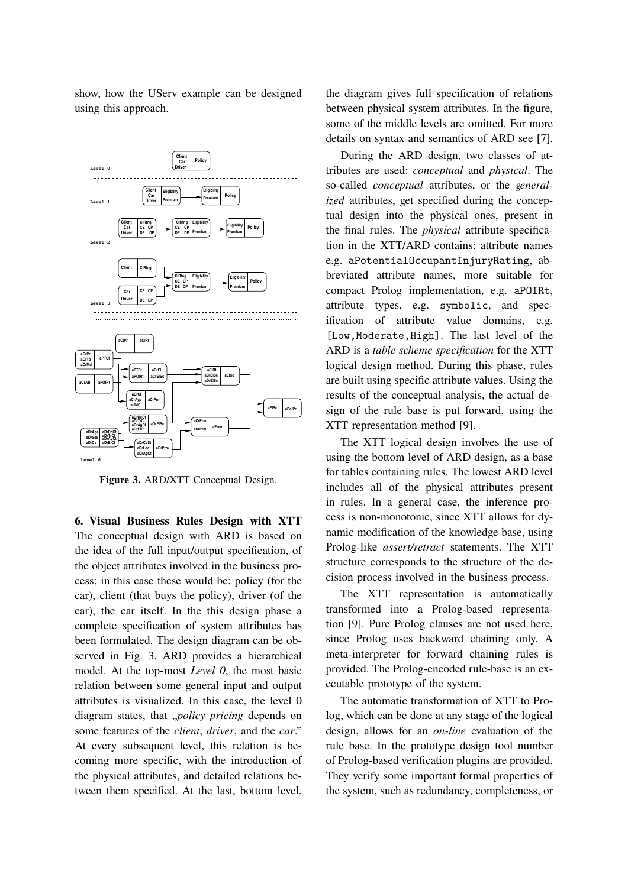show, how the UServ example can be designed using this approach.

Figure 3. ARD/XTT Conceptual Design.

## 6. Visual Business Rules Design with XTT

The conceptual design with ARD is based on the idea of the full input/output specification, of the object attributes involved in the business process; in this case these would be: policy (for the car), client (that buys the policy), driver (of the car), the car itself. In the this design phase a complete specification of system attributes has been formulated. The design diagram can be observed in Fig. 3. ARD provides a hierarchical model. At the top-most *Level 0*, the most basic relation between some general input and output attributes is visualized. In this case, the level 0 diagram states, that „*policy pricing* depends on some features of the *client*, *driver*, and the *car*." At every subsequent level, this relation is becoming more specific, with the introduction of the physical attributes, and detailed relations between them specified. At the last, bottom level, the diagram gives full specification of relations between physical system attributes. In the figure, some of the middle levels are omitted. For more details on syntax and semantics of ARD see [7].

During the ARD design, two classes of attributes are used: *conceptual* and *physical*. The so-called *conceptual* attributes, or the *generalized* attributes, get specified during the conceptual design into the physical ones, present in the final rules. The *physical* attribute specification in the XTT/ARD contains: attribute names e.g. `aPotentialOccupantInjuryRating`, abbreviated attribute names, more suitable for compact Prolog implementation, e.g. `aPOIRt`, attribute types, e.g. `symbolic`, and specification of attribute value domains, e.g. `[Low,Moderate,High]`. The last level of the ARD is a *table scheme specification* for the XTT logical design method. During this phase, rules are built using specific attribute values. Using the results of the conceptual analysis, the actual design of the rule base is put forward, using the XTT representation method [9].

The XTT logical design involves the use of using the bottom level of ARD design, as a base for tables containing rules. The lowest ARD level includes all of the physical attributes present in rules. In a general case, the inference process is non-monotonic, since XTT allows for dynamic modification of the knowledge base, using Prolog-like *assert/retract* statements. The XTT structure corresponds to the structure of the decision process involved in the business process.

The XTT representation is automatically transformed into a Prolog-based representation [9]. Pure Prolog clauses are not used here, since Prolog uses backward chaining only. A meta-interpreter for forward chaining rules is provided. The Prolog-encoded rule-base is an executable prototype of the system.

The automatic transformation of XTT to Prolog, which can be done at any stage of the logical design, allows for an *on-line* evaluation of the rule base. In the prototype design tool number of Prolog-based verification plugins are provided. They verify some important formal properties of the system, such as redundancy, completeness, or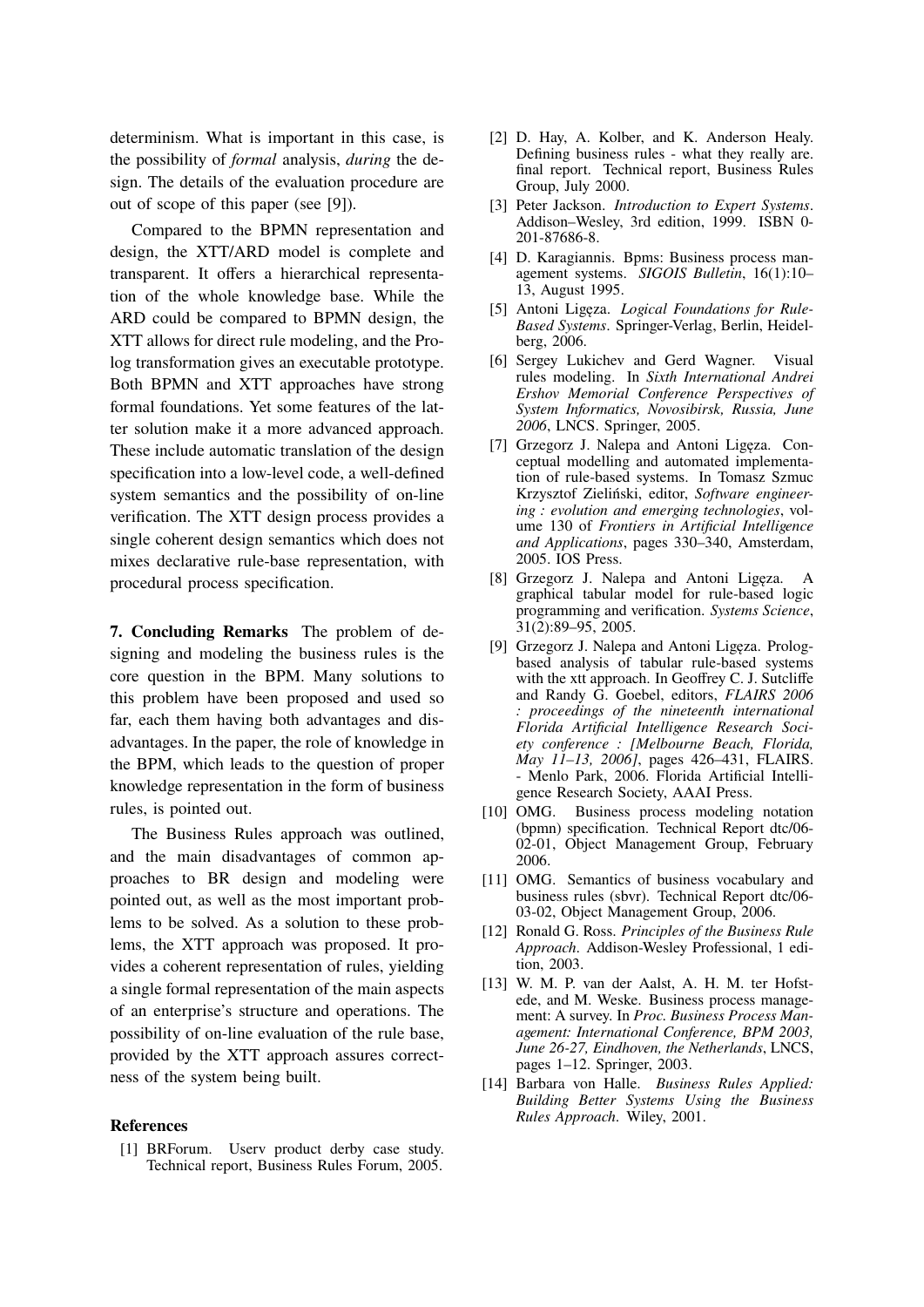determinism. What is important in this case, is the possibility of *formal* analysis, *during* the design. The details of the evaluation procedure are out of scope of this paper (see [9]).

Compared to the BPMN representation and design, the XTT/ARD model is complete and transparent. It offers a hierarchical representation of the whole knowledge base. While the ARD could be compared to BPMN design, the XTT allows for direct rule modeling, and the Prolog transformation gives an executable prototype. Both BPMN and XTT approaches have strong formal foundations. Yet some features of the latter solution make it a more advanced approach. These include automatic translation of the design specification into a low-level code, a well-defined system semantics and the possibility of on-line verification. The XTT design process provides a single coherent design semantics which does not mixes declarative rule-base representation, with procedural process specification.

**7. Concluding Remarks** The problem of designing and modeling the business rules is the core question in the BPM. Many solutions to this problem have been proposed and used so far, each them having both advantages and disadvantages. In the paper, the role of knowledge in the BPM, which leads to the question of proper knowledge representation in the form of business rules, is pointed out.

The Business Rules approach was outlined, and the main disadvantages of common approaches to BR design and modeling were pointed out, as well as the most important problems to be solved. As a solution to these problems, the XTT approach was proposed. It provides a coherent representation of rules, yielding a single formal representation of the main aspects of an enterprise's structure and operations. The possibility of on-line evaluation of the rule base, provided by the XTT approach assures correctness of the system being built.

## References

[1] BRForum. Userv product derby case study. Technical report, Business Rules Forum, 2005.

[2] D. Hay, A. Kolber, and K. Anderson Healy. Defining business rules - what they really are. final report. Technical report, Business Rules Group, July 2000.

[3] Peter Jackson. *Introduction to Expert Systems*. Addison–Wesley, 3rd edition, 1999. ISBN 0-201-87686-8.

[4] D. Karagiannis. Bpms: Business process management systems. *SIGOIS Bulletin*, 16(1):10–13, August 1995.

[5] Antoni Ligęza. *Logical Foundations for Rule-Based Systems*. Springer-Verlag, Berlin, Heidelberg, 2006.

[6] Sergey Lukichev and Gerd Wagner. Visual rules modeling. In *Sixth International Andrei Ershov Memorial Conference Perspectives of System Informatics, Novosibirsk, Russia, June 2006*, LNCS. Springer, 2005.

[7] Grzegorz J. Nalepa and Antoni Ligęza. Conceptual modelling and automated implementation of rule-based systems. In Tomasz Szmuc Krzysztof Zieliński, editor, *Software engineering : evolution and emerging technologies*, volume 130 of *Frontiers in Artificial Intelligence and Applications*, pages 330–340, Amsterdam, 2005. IOS Press.

[8] Grzegorz J. Nalepa and Antoni Ligęza. A graphical tabular model for rule-based logic programming and verification. *Systems Science*, 31(2):89–95, 2005.

[9] Grzegorz J. Nalepa and Antoni Ligęza. Prolog-based analysis of tabular rule-based systems with the xtt approach. In Geoffrey C. J. Sutcliffe and Randy G. Goebel, editors, *FLAIRS 2006 : proceedings of the nineteenth international Florida Artificial Intelligence Research Society conference : [Melbourne Beach, Florida, May 11–13, 2006]*, pages 426–431, FLAIRS. - Menlo Park, 2006. Florida Artificial Intelligence Research Society, AAAI Press.

[10] OMG. Business process modeling notation (bpmn) specification. Technical Report dtc/06-02-01, Object Management Group, February 2006.

[11] OMG. Semantics of business vocabulary and business rules (sbvr). Technical Report dtc/06-03-02, Object Management Group, 2006.

[12] Ronald G. Ross. *Principles of the Business Rule Approach*. Addison-Wesley Professional, 1 edition, 2003.

[13] W. M. P. van der Aalst, A. H. M. ter Hofstede, and M. Weske. Business process management: A survey. In *Proc. Business Process Management: International Conference, BPM 2003, June 26-27, Eindhoven, the Netherlands*, LNCS, pages 1–12. Springer, 2003.

[14] Barbara von Halle. *Business Rules Applied: Building Better Systems Using the Business Rules Approach*. Wiley, 2001.